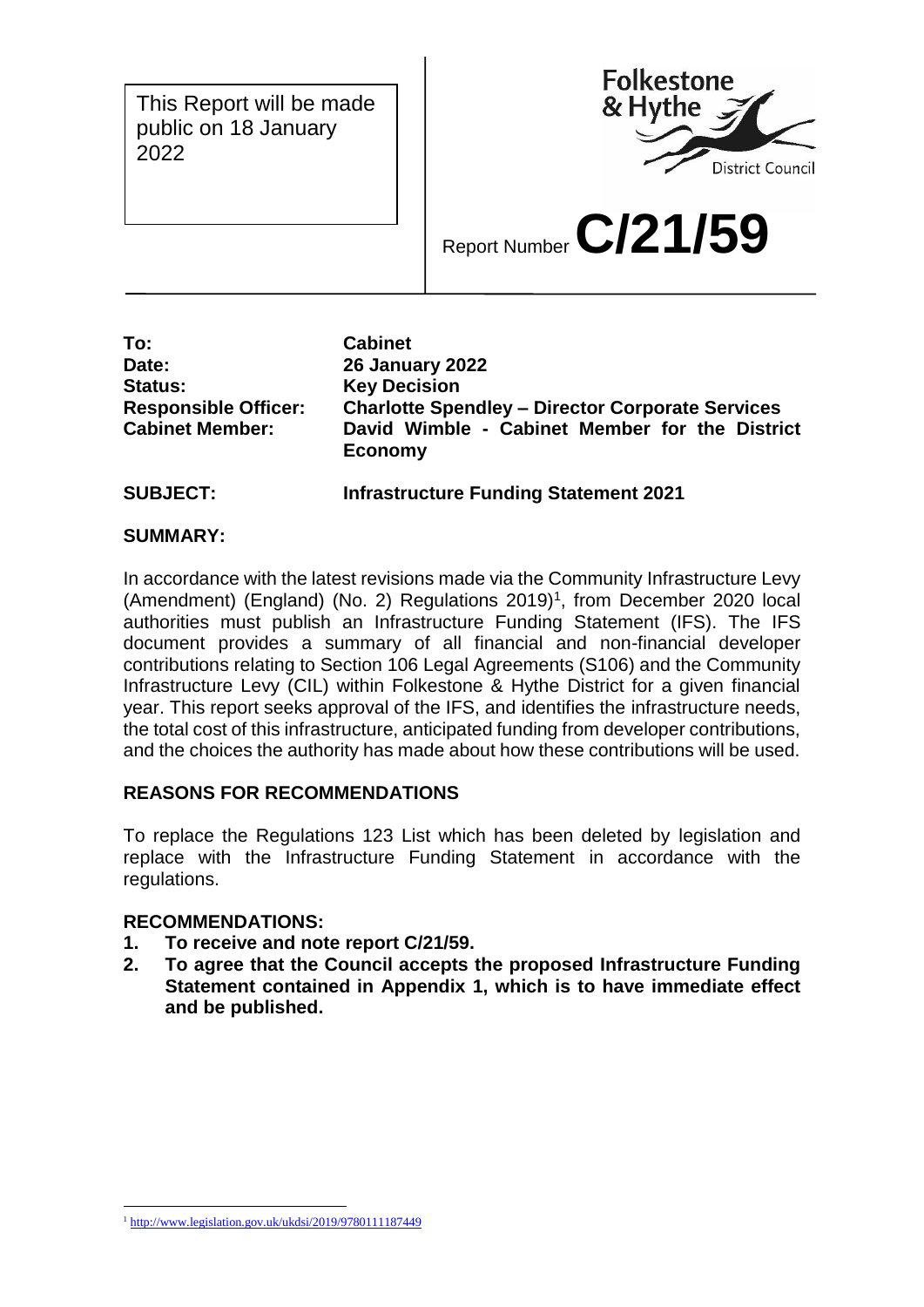This Report will be made public on 18 January 2022

Folkestone & Hythe District Council

Report Number **C/21/59**

| | |
|---|---|
| **To:** | **Cabinet** |
| **Date:** | **26 January 2022** |
| **Status:** | **Key Decision** |
| **Responsible Officer:** | **Charlotte Spendley – Director Corporate Services** |
| **Cabinet Member:** | **David Wimble - Cabinet Member for the District Economy** |

**SUBJECT:** **Infrastructure Funding Statement 2021**

**SUMMARY:**

In accordance with the latest revisions made via the Community Infrastructure Levy (Amendment) (England) (No. 2) Regulations 2019)[1], from December 2020 local authorities must publish an Infrastructure Funding Statement (IFS). The IFS document provides a summary of all financial and non-financial developer contributions relating to Section 106 Legal Agreements (S106) and the Community Infrastructure Levy (CIL) within Folkestone & Hythe District for a given financial year. This report seeks approval of the IFS, and identifies the infrastructure needs, the total cost of this infrastructure, anticipated funding from developer contributions, and the choices the authority has made about how these contributions will be used.

**REASONS FOR RECOMMENDATIONS**

To replace the Regulations 123 List which has been deleted by legislation and replace with the Infrastructure Funding Statement in accordance with the regulations.

**RECOMMENDATIONS:**

1. **To receive and note report C/21/59.**
2. **To agree that the Council accepts the proposed Infrastructure Funding Statement contained in Appendix 1, which is to have immediate effect and be published.**

[1] http://www.legislation.gov.uk/ukdsi/2019/9780111187449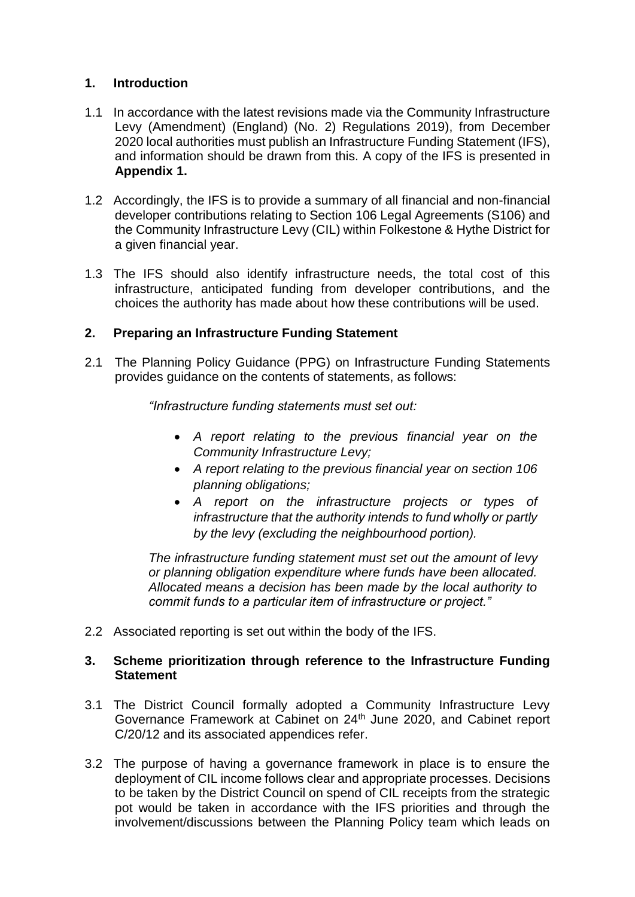## 1. Introduction

1.1 In accordance with the latest revisions made via the Community Infrastructure Levy (Amendment) (England) (No. 2) Regulations 2019), from December 2020 local authorities must publish an Infrastructure Funding Statement (IFS), and information should be drawn from this. A copy of the IFS is presented in **Appendix 1.**

1.2 Accordingly, the IFS is to provide a summary of all financial and non-financial developer contributions relating to Section 106 Legal Agreements (S106) and the Community Infrastructure Levy (CIL) within Folkestone & Hythe District for a given financial year.

1.3 The IFS should also identify infrastructure needs, the total cost of this infrastructure, anticipated funding from developer contributions, and the choices the authority has made about how these contributions will be used.

## 2. Preparing an Infrastructure Funding Statement

2.1 The Planning Policy Guidance (PPG) on Infrastructure Funding Statements provides guidance on the contents of statements, as follows:

> *"Infrastructure funding statements must set out:*
>
> - *A report relating to the previous financial year on the Community Infrastructure Levy;*
> - *A report relating to the previous financial year on section 106 planning obligations;*
> - *A report on the infrastructure projects or types of infrastructure that the authority intends to fund wholly or partly by the levy (excluding the neighbourhood portion).*
>
> *The infrastructure funding statement must set out the amount of levy or planning obligation expenditure where funds have been allocated. Allocated means a decision has been made by the local authority to commit funds to a particular item of infrastructure or project."*

2.2 Associated reporting is set out within the body of the IFS.

## 3. Scheme prioritization through reference to the Infrastructure Funding Statement

3.1 The District Council formally adopted a Community Infrastructure Levy Governance Framework at Cabinet on 24th June 2020, and Cabinet report C/20/12 and its associated appendices refer.

3.2 The purpose of having a governance framework in place is to ensure the deployment of CIL income follows clear and appropriate processes. Decisions to be taken by the District Council on spend of CIL receipts from the strategic pot would be taken in accordance with the IFS priorities and through the involvement/discussions between the Planning Policy team which leads on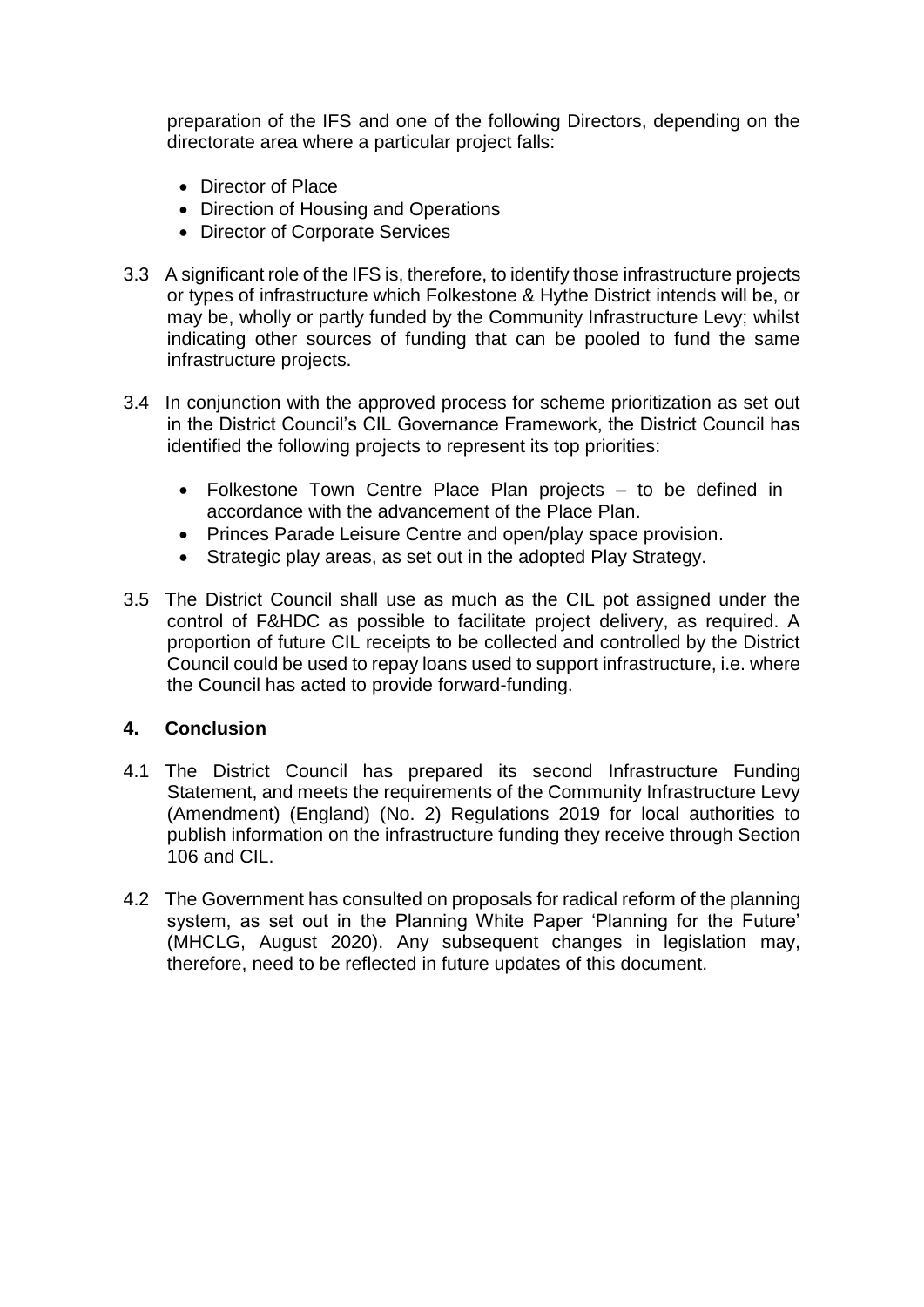preparation of the IFS and one of the following Directors, depending on the directorate area where a particular project falls:

- Director of Place
- Direction of Housing and Operations
- Director of Corporate Services

3.3 A significant role of the IFS is, therefore, to identify those infrastructure projects or types of infrastructure which Folkestone & Hythe District intends will be, or may be, wholly or partly funded by the Community Infrastructure Levy; whilst indicating other sources of funding that can be pooled to fund the same infrastructure projects.

3.4 In conjunction with the approved process for scheme prioritization as set out in the District Council's CIL Governance Framework, the District Council has identified the following projects to represent its top priorities:

- Folkestone Town Centre Place Plan projects – to be defined in accordance with the advancement of the Place Plan.
- Princes Parade Leisure Centre and open/play space provision.
- Strategic play areas, as set out in the adopted Play Strategy.

3.5 The District Council shall use as much as the CIL pot assigned under the control of F&HDC as possible to facilitate project delivery, as required. A proportion of future CIL receipts to be collected and controlled by the District Council could be used to repay loans used to support infrastructure, i.e. where the Council has acted to provide forward-funding.

## 4. Conclusion

4.1 The District Council has prepared its second Infrastructure Funding Statement, and meets the requirements of the Community Infrastructure Levy (Amendment) (England) (No. 2) Regulations 2019 for local authorities to publish information on the infrastructure funding they receive through Section 106 and CIL.

4.2 The Government has consulted on proposals for radical reform of the planning system, as set out in the Planning White Paper 'Planning for the Future' (MHCLG, August 2020). Any subsequent changes in legislation may, therefore, need to be reflected in future updates of this document.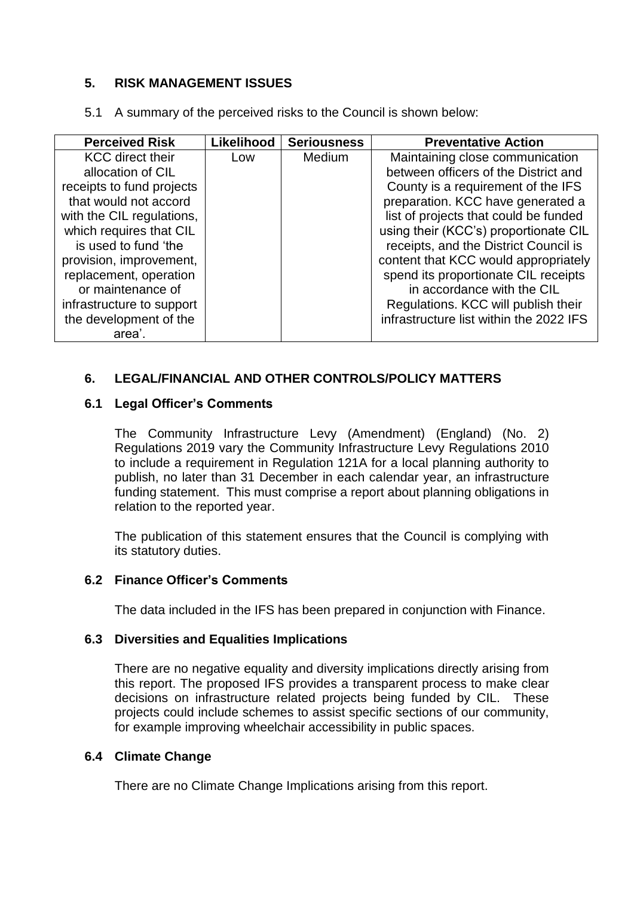## 5. RISK MANAGEMENT ISSUES

5.1 A summary of the perceived risks to the Council is shown below:

| Perceived Risk | Likelihood | Seriousness | Preventative Action |
|---|---|---|---|
| KCC direct their allocation of CIL receipts to fund projects that would not accord with the CIL regulations, which requires that CIL is used to fund 'the provision, improvement, replacement, operation or maintenance of infrastructure to support the development of the area'. | Low | Medium | Maintaining close communication between officers of the District and County is a requirement of the IFS preparation. KCC have generated a list of projects that could be funded using their (KCC's) proportionate CIL receipts, and the District Council is content that KCC would appropriately spend its proportionate CIL receipts in accordance with the CIL Regulations. KCC will publish their infrastructure list within the 2022 IFS |

## 6. LEGAL/FINANCIAL AND OTHER CONTROLS/POLICY MATTERS

### 6.1 Legal Officer's Comments

The Community Infrastructure Levy (Amendment) (England) (No. 2) Regulations 2019 vary the Community Infrastructure Levy Regulations 2010 to include a requirement in Regulation 121A for a local planning authority to publish, no later than 31 December in each calendar year, an infrastructure funding statement. This must comprise a report about planning obligations in relation to the reported year.

The publication of this statement ensures that the Council is complying with its statutory duties.

### 6.2 Finance Officer's Comments

The data included in the IFS has been prepared in conjunction with Finance.

### 6.3 Diversities and Equalities Implications

There are no negative equality and diversity implications directly arising from this report. The proposed IFS provides a transparent process to make clear decisions on infrastructure related projects being funded by CIL. These projects could include schemes to assist specific sections of our community, for example improving wheelchair accessibility in public spaces.

### 6.4 Climate Change

There are no Climate Change Implications arising from this report.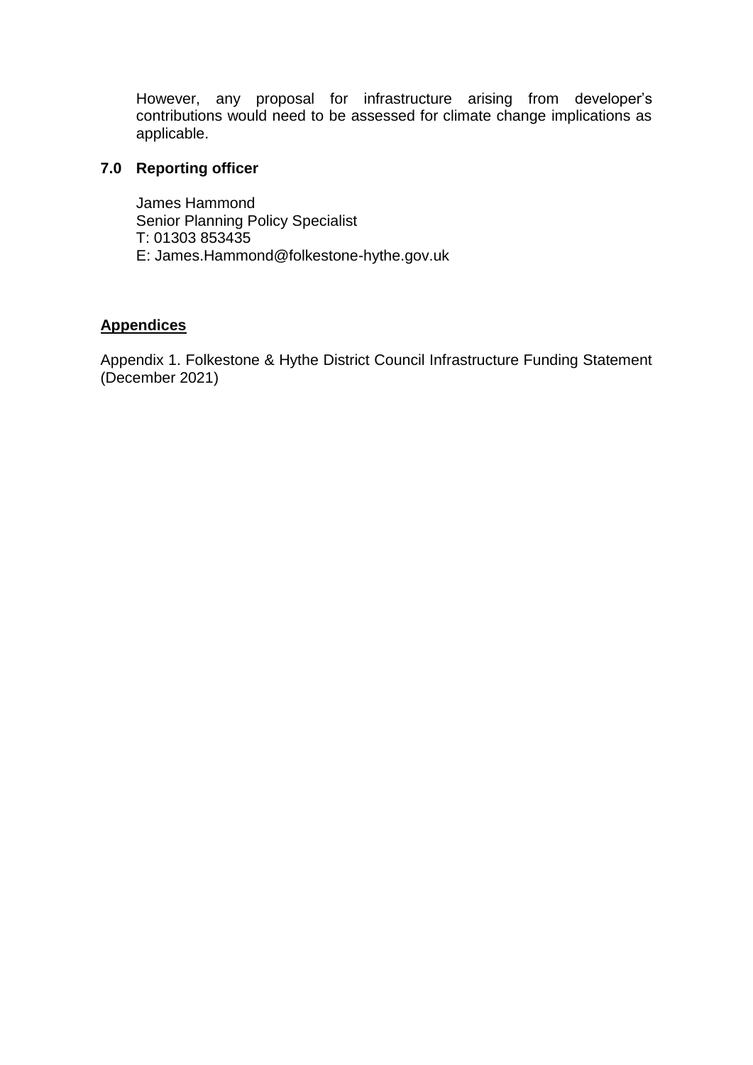However, any proposal for infrastructure arising from developer's contributions would need to be assessed for climate change implications as applicable.

## 7.0 Reporting officer

James Hammond
Senior Planning Policy Specialist
T: 01303 853435
E: James.Hammond@folkestone-hythe.gov.uk

## Appendices

Appendix 1. Folkestone & Hythe District Council Infrastructure Funding Statement (December 2021)